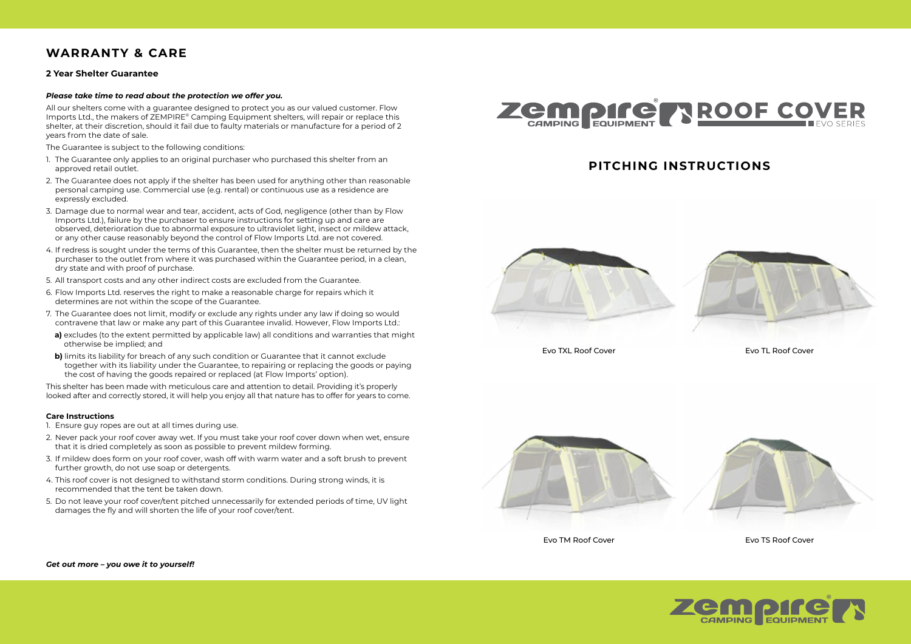## WARRANTY & CARE

### 2 Year Shelter Guarantee

***Please take time to read about the protection we offer you.***

All our shelters come with a guarantee designed to protect you as our valued customer. Flow Imports Ltd., the makers of ZEMPIRE® Camping Equipment shelters, will repair or replace this shelter, at their discretion, should it fail due to faulty materials or manufacture for a period of 2 years from the date of sale.

The Guarantee is subject to the following conditions:

1. The Guarantee only applies to an original purchaser who purchased this shelter from an approved retail outlet.
2. The Guarantee does not apply if the shelter has been used for anything other than reasonable personal camping use. Commercial use (e.g. rental) or continuous use as a residence are expressly excluded.
3. Damage due to normal wear and tear, accident, acts of God, negligence (other than by Flow Imports Ltd.), failure by the purchaser to ensure instructions for setting up and care are observed, deterioration due to abnormal exposure to ultraviolet light, insect or mildew attack, or any other cause reasonably beyond the control of Flow Imports Ltd. are not covered.
4. If redress is sought under the terms of this Guarantee, then the shelter must be returned by the purchaser to the outlet from where it was purchased within the Guarantee period, in a clean, dry state and with proof of purchase.
5. All transport costs and any other indirect costs are excluded from the Guarantee.
6. Flow Imports Ltd. reserves the right to make a reasonable charge for repairs which it determines are not within the scope of the Guarantee.
7. The Guarantee does not limit, modify or exclude any rights under any law if doing so would contravene that law or make any part of this Guarantee invalid. However, Flow Imports Ltd.:
   **a)** excludes (to the extent permitted by applicable law) all conditions and warranties that might otherwise be implied; and
   **b)** limits its liability for breach of any such condition or Guarantee that it cannot exclude together with its liability under the Guarantee, to repairing or replacing the goods or paying the cost of having the goods repaired or replaced (at Flow Imports' option).

This shelter has been made with meticulous care and attention to detail. Providing it's properly looked after and correctly stored, it will help you enjoy all that nature has to offer for years to come.

### Care Instructions

1. Ensure guy ropes are out at all times during use.
2. Never pack your roof cover away wet. If you must take your roof cover down when wet, ensure that it is dried completely as soon as possible to prevent mildew forming.
3. If mildew does form on your roof cover, wash off with warm water and a soft brush to prevent further growth, do not use soap or detergents.
4. This roof cover is not designed to withstand storm conditions. During strong winds, it is recommended that the tent be taken down.
5. Do not leave your roof cover/tent pitched unnecessarily for extended periods of time, UV light damages the fly and will shorten the life of your roof cover/tent.

***Get out more – you owe it to yourself!***

# ZEMPIRE® CAMPING EQUIPMENT ROOF COVER
EVO SERIES

## PITCHING INSTRUCTIONS

Evo TXL Roof Cover

Evo TL Roof Cover

Evo TM Roof Cover

Evo TS Roof Cover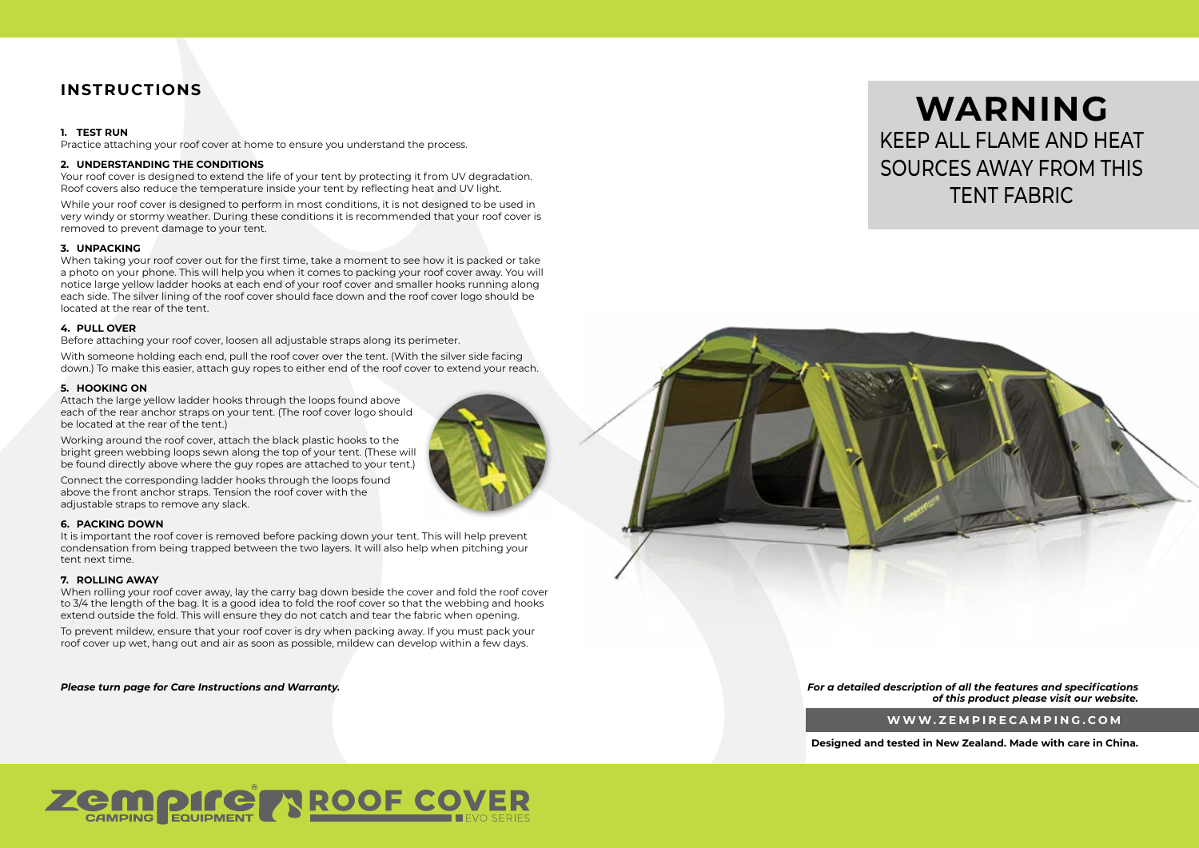## INSTRUCTIONS

**1. TEST RUN**

Practice attaching your roof cover at home to ensure you understand the process.

**2. UNDERSTANDING THE CONDITIONS**

Your roof cover is designed to extend the life of your tent by protecting it from UV degradation. Roof covers also reduce the temperature inside your tent by reflecting heat and UV light.

While your roof cover is designed to perform in most conditions, it is not designed to be used in very windy or stormy weather. During these conditions it is recommended that your roof cover is removed to prevent damage to your tent.

**3. UNPACKING**

When taking your roof cover out for the first time, take a moment to see how it is packed or take a photo on your phone. This will help you when it comes to packing your roof cover away. You will notice large yellow ladder hooks at each end of your roof cover and smaller hooks running along each side. The silver lining of the roof cover should face down and the roof cover logo should be located at the rear of the tent.

**4. PULL OVER**

Before attaching your roof cover, loosen all adjustable straps along its perimeter.

With someone holding each end, pull the roof cover over the tent. (With the silver side facing down.) To make this easier, attach guy ropes to either end of the roof cover to extend your reach.

**5. HOOKING ON**

Attach the large yellow ladder hooks through the loops found above each of the rear anchor straps on your tent. (The roof cover logo should be located at the rear of the tent.)

Working around the roof cover, attach the black plastic hooks to the bright green webbing loops sewn along the top of your tent. (These will be found directly above where the guy ropes are attached to your tent.)

Connect the corresponding ladder hooks through the loops found above the front anchor straps. Tension the roof cover with the adjustable straps to remove any slack.

**6. PACKING DOWN**

It is important the roof cover is removed before packing down your tent. This will help prevent condensation from being trapped between the two layers. It will also help when pitching your tent next time.

**7. ROLLING AWAY**

When rolling your roof cover away, lay the carry bag down beside the cover and fold the roof cover to 3/4 the length of the bag. It is a good idea to fold the roof cover so that the webbing and hooks extend outside the fold. This will ensure they do not catch and tear the fabric when opening.

To prevent mildew, ensure that your roof cover is dry when packing away. If you must pack your roof cover up wet, hang out and air as soon as possible, mildew can develop within a few days.

***Please turn page for Care Instructions and Warranty.***

# WARNING

KEEP ALL FLAME AND HEAT SOURCES AWAY FROM THIS TENT FABRIC

***For a detailed description of all the features and specifications of this product please visit our website.***

**WWW.ZEMPIRECAMPING.COM**

**Designed and tested in New Zealand. Made with care in China.**

Zempire® CAMPING EQUIPMENT ROOF COVER EVO SERIES